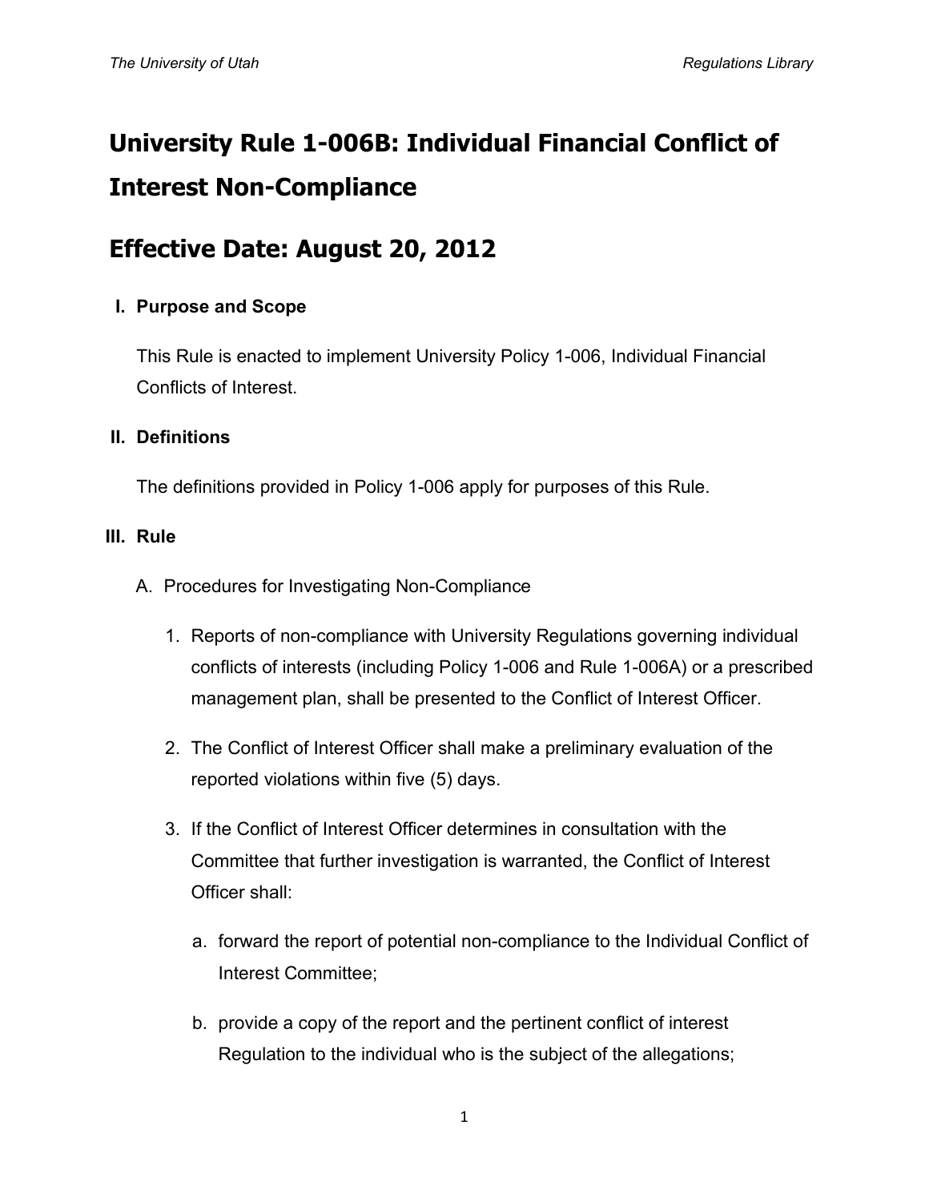# University Rule 1-006B: Individual Financial Conflict of Interest Non-Compliance

# Effective Date: August 20, 2012

## I. Purpose and Scope

This Rule is enacted to implement University Policy 1-006, Individual Financial Conflicts of Interest.

## II. Definitions

The definitions provided in Policy 1-006 apply for purposes of this Rule.

## III. Rule

A. Procedures for Investigating Non-Compliance

1. Reports of non-compliance with University Regulations governing individual conflicts of interests (including Policy 1-006 and Rule 1-006A) or a prescribed management plan, shall be presented to the Conflict of Interest Officer.

2. The Conflict of Interest Officer shall make a preliminary evaluation of the reported violations within five (5) days.

3. If the Conflict of Interest Officer determines in consultation with the Committee that further investigation is warranted, the Conflict of Interest Officer shall:

   a. forward the report of potential non-compliance to the Individual Conflict of Interest Committee;

   b. provide a copy of the report and the pertinent conflict of interest Regulation to the individual who is the subject of the allegations;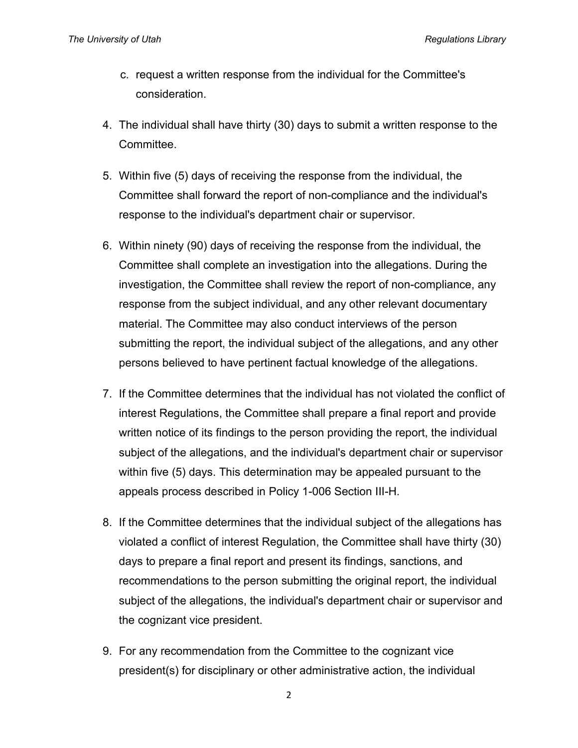c. request a written response from the individual for the Committee's consideration.

4. The individual shall have thirty (30) days to submit a written response to the Committee.

5. Within five (5) days of receiving the response from the individual, the Committee shall forward the report of non-compliance and the individual's response to the individual's department chair or supervisor.

6. Within ninety (90) days of receiving the response from the individual, the Committee shall complete an investigation into the allegations. During the investigation, the Committee shall review the report of non-compliance, any response from the subject individual, and any other relevant documentary material. The Committee may also conduct interviews of the person submitting the report, the individual subject of the allegations, and any other persons believed to have pertinent factual knowledge of the allegations.

7. If the Committee determines that the individual has not violated the conflict of interest Regulations, the Committee shall prepare a final report and provide written notice of its findings to the person providing the report, the individual subject of the allegations, and the individual's department chair or supervisor within five (5) days. This determination may be appealed pursuant to the appeals process described in Policy 1-006 Section III-H.

8. If the Committee determines that the individual subject of the allegations has violated a conflict of interest Regulation, the Committee shall have thirty (30) days to prepare a final report and present its findings, sanctions, and recommendations to the person submitting the original report, the individual subject of the allegations, the individual's department chair or supervisor and the cognizant vice president.

9. For any recommendation from the Committee to the cognizant vice president(s) for disciplinary or other administrative action, the individual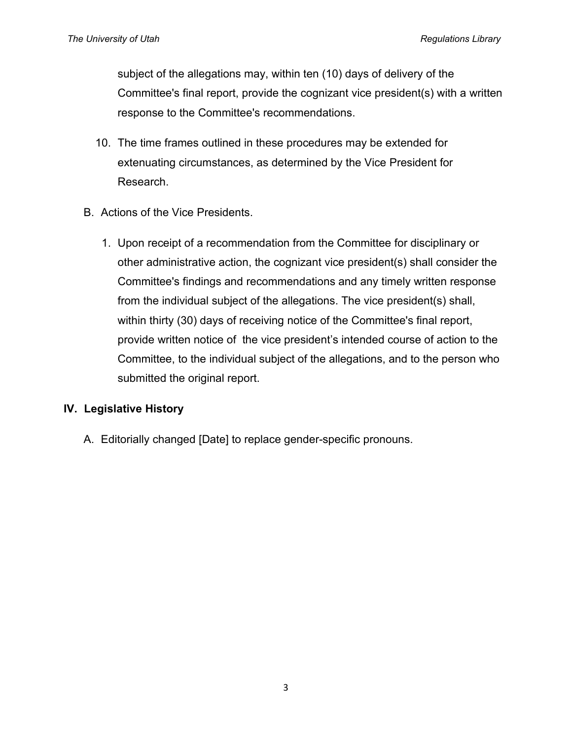subject of the allegations may, within ten (10) days of delivery of the Committee's final report, provide the cognizant vice president(s) with a written response to the Committee's recommendations.

10. The time frames outlined in these procedures may be extended for extenuating circumstances, as determined by the Vice President for Research.

B. Actions of the Vice Presidents.

   1. Upon receipt of a recommendation from the Committee for disciplinary or other administrative action, the cognizant vice president(s) shall consider the Committee's findings and recommendations and any timely written response from the individual subject of the allegations. The vice president(s) shall, within thirty (30) days of receiving notice of the Committee's final report, provide written notice of the vice president's intended course of action to the Committee, to the individual subject of the allegations, and to the person who submitted the original report.

## IV. Legislative History

A. Editorially changed [Date] to replace gender-specific pronouns.